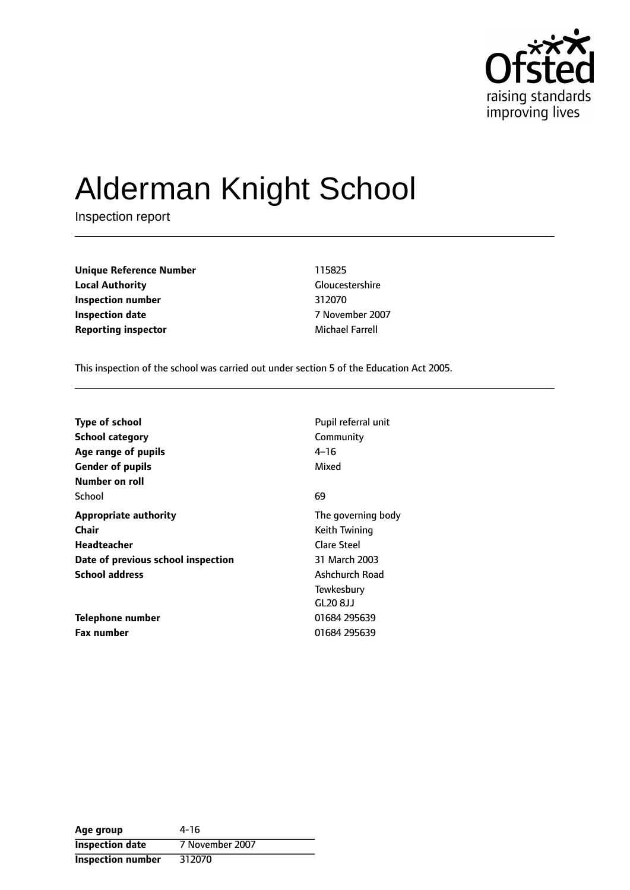# Alderman Knight School

Inspection report

| | |
|---|---|
| **Unique Reference Number** | 115825 |
| **Local Authority** | Gloucestershire |
| **Inspection number** | 312070 |
| **Inspection date** | 7 November 2007 |
| **Reporting inspector** | Michael Farrell |

This inspection of the school was carried out under section 5 of the Education Act 2005.

| | |
|---|---|
| **Type of school** | Pupil referral unit |
| **School category** | Community |
| **Age range of pupils** | 4–16 |
| **Gender of pupils** | Mixed |
| **Number on roll** | |
| School | 69 |
| **Appropriate authority** | The governing body |
| **Chair** | Keith Twining |
| **Headteacher** | Clare Steel |
| **Date of previous school inspection** | 31 March 2003 |
| **School address** | Ashchurch Road<br>Tewkesbury<br>GL20 8JJ |
| **Telephone number** | 01684 295639 |
| **Fax number** | 01684 295639 |

| | |
|---|---|
| **Age group** | 4-16 |
| **Inspection date** | 7 November 2007 |
| **Inspection number** | 312070 |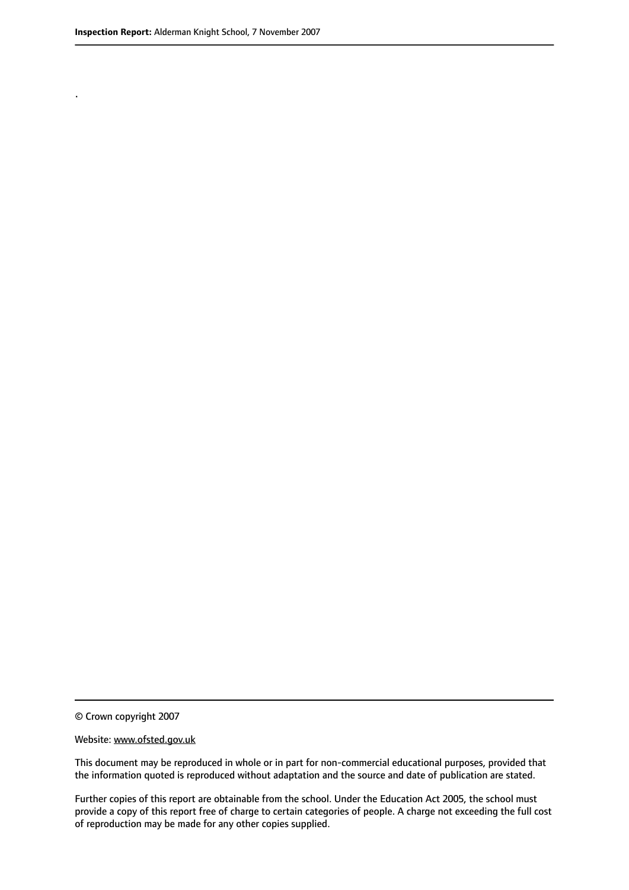.

© Crown copyright 2007

Website: www.ofsted.gov.uk

This document may be reproduced in whole or in part for non-commercial educational purposes, provided that the information quoted is reproduced without adaptation and the source and date of publication are stated.

Further copies of this report are obtainable from the school. Under the Education Act 2005, the school must provide a copy of this report free of charge to certain categories of people. A charge not exceeding the full cost of reproduction may be made for any other copies supplied.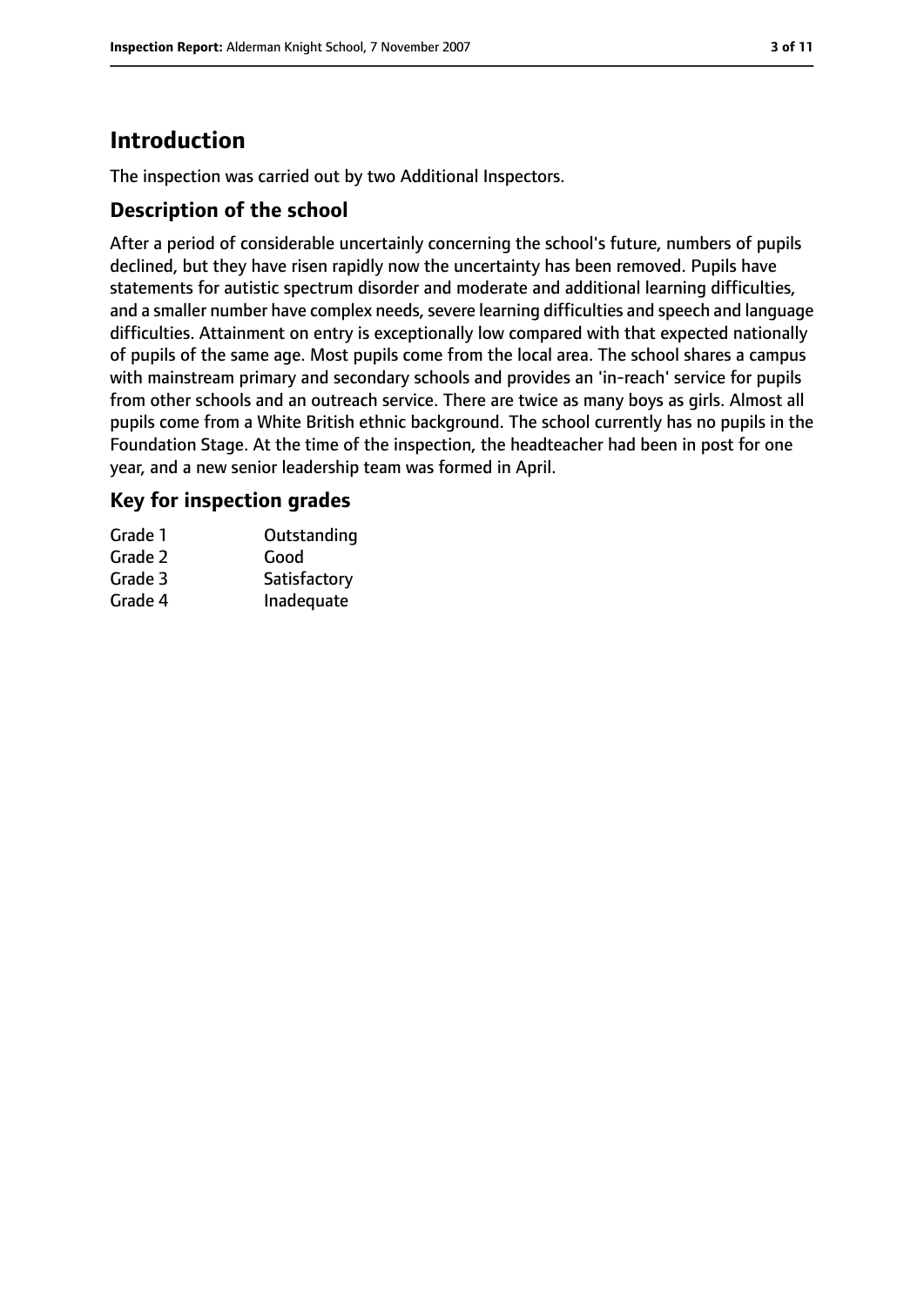## Introduction

The inspection was carried out by two Additional Inspectors.

### Description of the school

After a period of considerable uncertainly concerning the school's future, numbers of pupils declined, but they have risen rapidly now the uncertainty has been removed. Pupils have statements for autistic spectrum disorder and moderate and additional learning difficulties, and a smaller number have complex needs, severe learning difficulties and speech and language difficulties. Attainment on entry is exceptionally low compared with that expected nationally of pupils of the same age. Most pupils come from the local area. The school shares a campus with mainstream primary and secondary schools and provides an 'in-reach' service for pupils from other schools and an outreach service. There are twice as many boys as girls. Almost all pupils come from a White British ethnic background. The school currently has no pupils in the Foundation Stage. At the time of the inspection, the headteacher had been in post for one year, and a new senior leadership team was formed in April.

### Key for inspection grades

| | |
|---|---|
| Grade 1 | Outstanding |
| Grade 2 | Good |
| Grade 3 | Satisfactory |
| Grade 4 | Inadequate |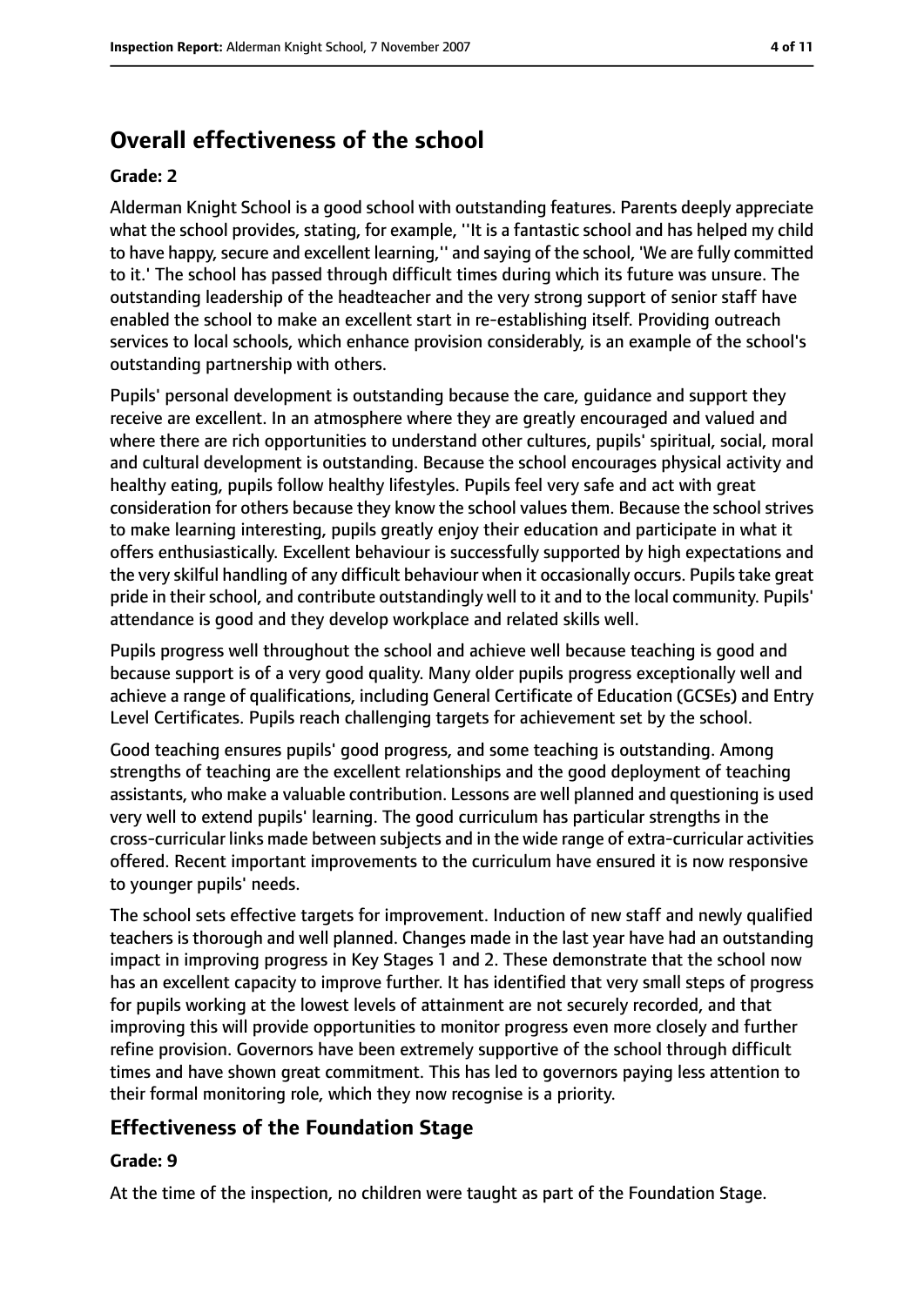# Overall effectiveness of the school

**Grade: 2**

Alderman Knight School is a good school with outstanding features. Parents deeply appreciate what the school provides, stating, for example, ''It is a fantastic school and has helped my child to have happy, secure and excellent learning,'' and saying of the school, 'We are fully committed to it.' The school has passed through difficult times during which its future was unsure. The outstanding leadership of the headteacher and the very strong support of senior staff have enabled the school to make an excellent start in re-establishing itself. Providing outreach services to local schools, which enhance provision considerably, is an example of the school's outstanding partnership with others.

Pupils' personal development is outstanding because the care, guidance and support they receive are excellent. In an atmosphere where they are greatly encouraged and valued and where there are rich opportunities to understand other cultures, pupils' spiritual, social, moral and cultural development is outstanding. Because the school encourages physical activity and healthy eating, pupils follow healthy lifestyles. Pupils feel very safe and act with great consideration for others because they know the school values them. Because the school strives to make learning interesting, pupils greatly enjoy their education and participate in what it offers enthusiastically. Excellent behaviour is successfully supported by high expectations and the very skilful handling of any difficult behaviour when it occasionally occurs. Pupils take great pride in their school, and contribute outstandingly well to it and to the local community. Pupils' attendance is good and they develop workplace and related skills well.

Pupils progress well throughout the school and achieve well because teaching is good and because support is of a very good quality. Many older pupils progress exceptionally well and achieve a range of qualifications, including General Certificate of Education (GCSEs) and Entry Level Certificates. Pupils reach challenging targets for achievement set by the school.

Good teaching ensures pupils' good progress, and some teaching is outstanding. Among strengths of teaching are the excellent relationships and the good deployment of teaching assistants, who make a valuable contribution. Lessons are well planned and questioning is used very well to extend pupils' learning. The good curriculum has particular strengths in the cross-curricular links made between subjects and in the wide range of extra-curricular activities offered. Recent important improvements to the curriculum have ensured it is now responsive to younger pupils' needs.

The school sets effective targets for improvement. Induction of new staff and newly qualified teachers is thorough and well planned. Changes made in the last year have had an outstanding impact in improving progress in Key Stages 1 and 2. These demonstrate that the school now has an excellent capacity to improve further. It has identified that very small steps of progress for pupils working at the lowest levels of attainment are not securely recorded, and that improving this will provide opportunities to monitor progress even more closely and further refine provision. Governors have been extremely supportive of the school through difficult times and have shown great commitment. This has led to governors paying less attention to their formal monitoring role, which they now recognise is a priority.

## Effectiveness of the Foundation Stage

**Grade: 9**

At the time of the inspection, no children were taught as part of the Foundation Stage.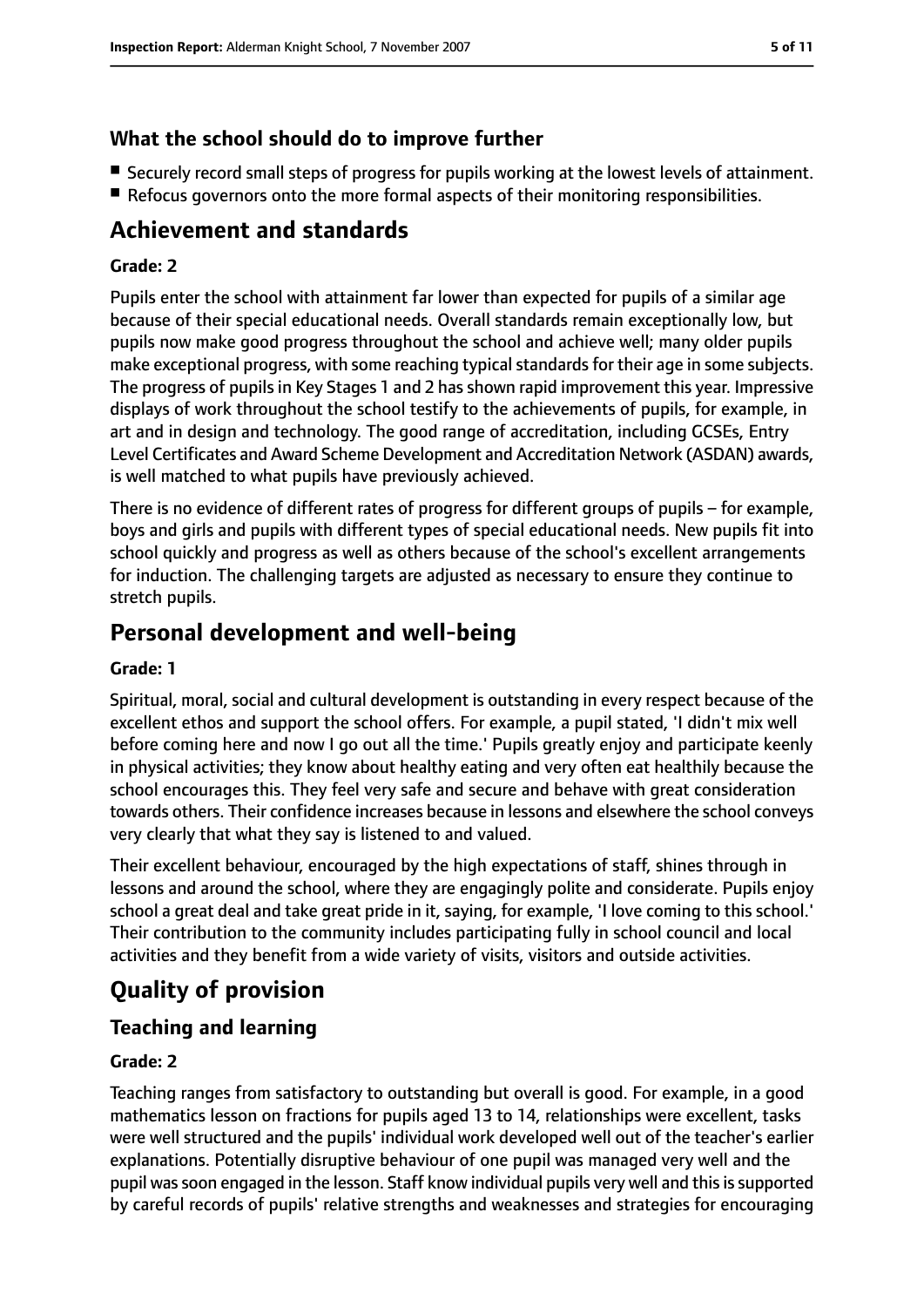### What the school should do to improve further

- Securely record small steps of progress for pupils working at the lowest levels of attainment.
- Refocus governors onto the more formal aspects of their monitoring responsibilities.

## Achievement and standards

#### Grade: 2

Pupils enter the school with attainment far lower than expected for pupils of a similar age because of their special educational needs. Overall standards remain exceptionally low, but pupils now make good progress throughout the school and achieve well; many older pupils make exceptional progress, with some reaching typical standards for their age in some subjects. The progress of pupils in Key Stages 1 and 2 has shown rapid improvement this year. Impressive displays of work throughout the school testify to the achievements of pupils, for example, in art and in design and technology. The good range of accreditation, including GCSEs, Entry Level Certificates and Award Scheme Development and Accreditation Network (ASDAN) awards, is well matched to what pupils have previously achieved.

There is no evidence of different rates of progress for different groups of pupils – for example, boys and girls and pupils with different types of special educational needs. New pupils fit into school quickly and progress as well as others because of the school's excellent arrangements for induction. The challenging targets are adjusted as necessary to ensure they continue to stretch pupils.

## Personal development and well-being

#### Grade: 1

Spiritual, moral, social and cultural development is outstanding in every respect because of the excellent ethos and support the school offers. For example, a pupil stated, 'I didn't mix well before coming here and now I go out all the time.' Pupils greatly enjoy and participate keenly in physical activities; they know about healthy eating and very often eat healthily because the school encourages this. They feel very safe and secure and behave with great consideration towards others. Their confidence increases because in lessons and elsewhere the school conveys very clearly that what they say is listened to and valued.

Their excellent behaviour, encouraged by the high expectations of staff, shines through in lessons and around the school, where they are engagingly polite and considerate. Pupils enjoy school a great deal and take great pride in it, saying, for example, 'I love coming to this school.' Their contribution to the community includes participating fully in school council and local activities and they benefit from a wide variety of visits, visitors and outside activities.

## Quality of provision

### Teaching and learning

#### Grade: 2

Teaching ranges from satisfactory to outstanding but overall is good. For example, in a good mathematics lesson on fractions for pupils aged 13 to 14, relationships were excellent, tasks were well structured and the pupils' individual work developed well out of the teacher's earlier explanations. Potentially disruptive behaviour of one pupil was managed very well and the pupil was soon engaged in the lesson. Staff know individual pupils very well and this is supported by careful records of pupils' relative strengths and weaknesses and strategies for encouraging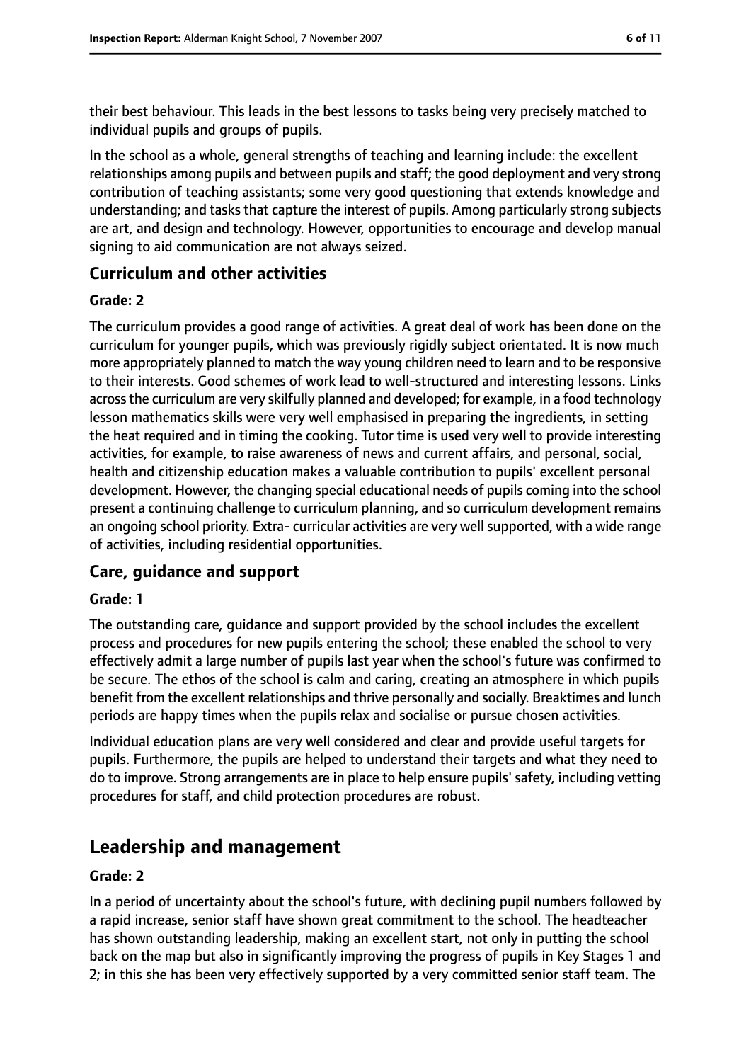their best behaviour. This leads in the best lessons to tasks being very precisely matched to individual pupils and groups of pupils.

In the school as a whole, general strengths of teaching and learning include: the excellent relationships among pupils and between pupils and staff; the good deployment and very strong contribution of teaching assistants; some very good questioning that extends knowledge and understanding; and tasks that capture the interest of pupils. Among particularly strong subjects are art, and design and technology. However, opportunities to encourage and develop manual signing to aid communication are not always seized.

### Curriculum and other activities

#### Grade: 2

The curriculum provides a good range of activities. A great deal of work has been done on the curriculum for younger pupils, which was previously rigidly subject orientated. It is now much more appropriately planned to match the way young children need to learn and to be responsive to their interests. Good schemes of work lead to well-structured and interesting lessons. Links across the curriculum are very skilfully planned and developed; for example, in a food technology lesson mathematics skills were very well emphasised in preparing the ingredients, in setting the heat required and in timing the cooking. Tutor time is used very well to provide interesting activities, for example, to raise awareness of news and current affairs, and personal, social, health and citizenship education makes a valuable contribution to pupils' excellent personal development. However, the changing special educational needs of pupils coming into the school present a continuing challenge to curriculum planning, and so curriculum development remains an ongoing school priority. Extra- curricular activities are very well supported, with a wide range of activities, including residential opportunities.

### Care, guidance and support

#### Grade: 1

The outstanding care, guidance and support provided by the school includes the excellent process and procedures for new pupils entering the school; these enabled the school to very effectively admit a large number of pupils last year when the school's future was confirmed to be secure. The ethos of the school is calm and caring, creating an atmosphere in which pupils benefit from the excellent relationships and thrive personally and socially. Breaktimes and lunch periods are happy times when the pupils relax and socialise or pursue chosen activities.

Individual education plans are very well considered and clear and provide useful targets for pupils. Furthermore, the pupils are helped to understand their targets and what they need to do to improve. Strong arrangements are in place to help ensure pupils' safety, including vetting procedures for staff, and child protection procedures are robust.

## Leadership and management

#### Grade: 2

In a period of uncertainty about the school's future, with declining pupil numbers followed by a rapid increase, senior staff have shown great commitment to the school. The headteacher has shown outstanding leadership, making an excellent start, not only in putting the school back on the map but also in significantly improving the progress of pupils in Key Stages 1 and 2; in this she has been very effectively supported by a very committed senior staff team. The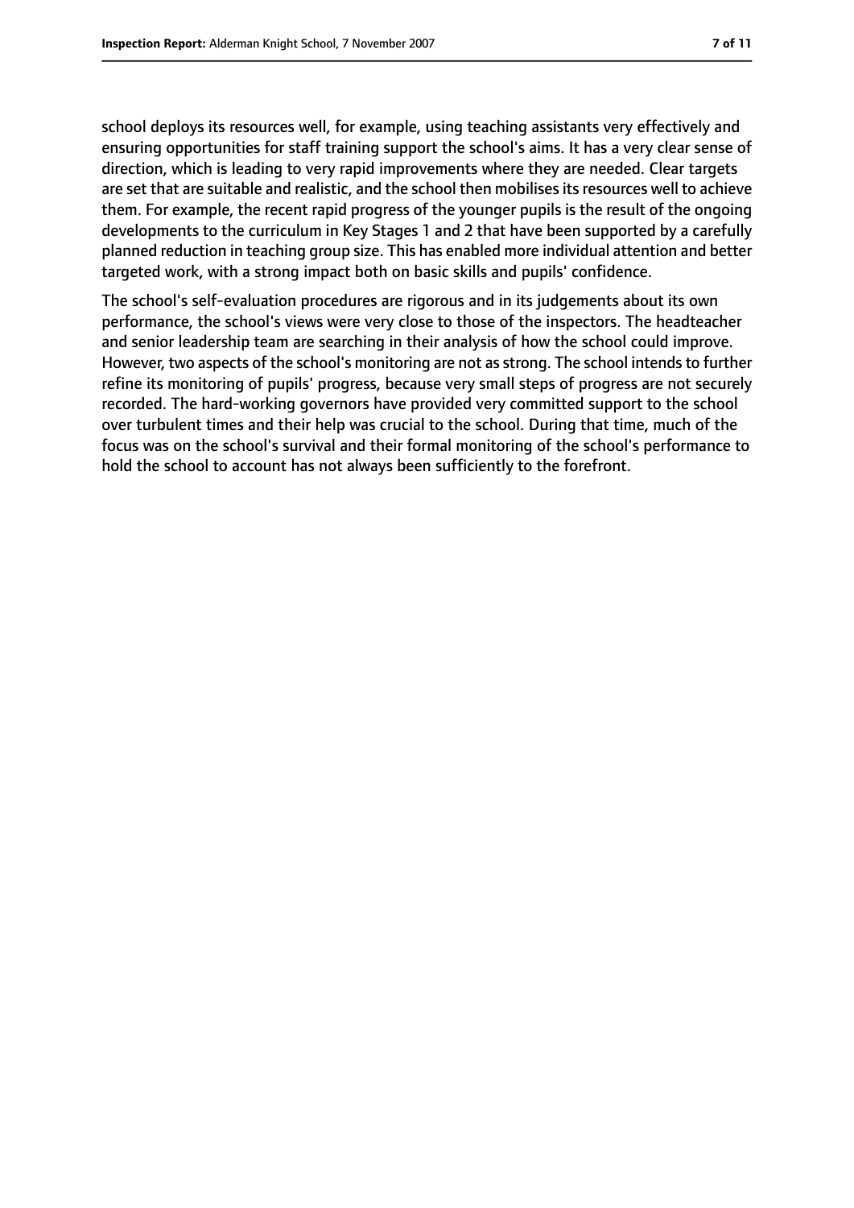school deploys its resources well, for example, using teaching assistants very effectively and ensuring opportunities for staff training support the school's aims. It has a very clear sense of direction, which is leading to very rapid improvements where they are needed. Clear targets are set that are suitable and realistic, and the school then mobilises its resources well to achieve them. For example, the recent rapid progress of the younger pupils is the result of the ongoing developments to the curriculum in Key Stages 1 and 2 that have been supported by a carefully planned reduction in teaching group size. This has enabled more individual attention and better targeted work, with a strong impact both on basic skills and pupils' confidence.

The school's self-evaluation procedures are rigorous and in its judgements about its own performance, the school's views were very close to those of the inspectors. The headteacher and senior leadership team are searching in their analysis of how the school could improve. However, two aspects of the school's monitoring are not as strong. The school intends to further refine its monitoring of pupils' progress, because very small steps of progress are not securely recorded. The hard-working governors have provided very committed support to the school over turbulent times and their help was crucial to the school. During that time, much of the focus was on the school's survival and their formal monitoring of the school's performance to hold the school to account has not always been sufficiently to the forefront.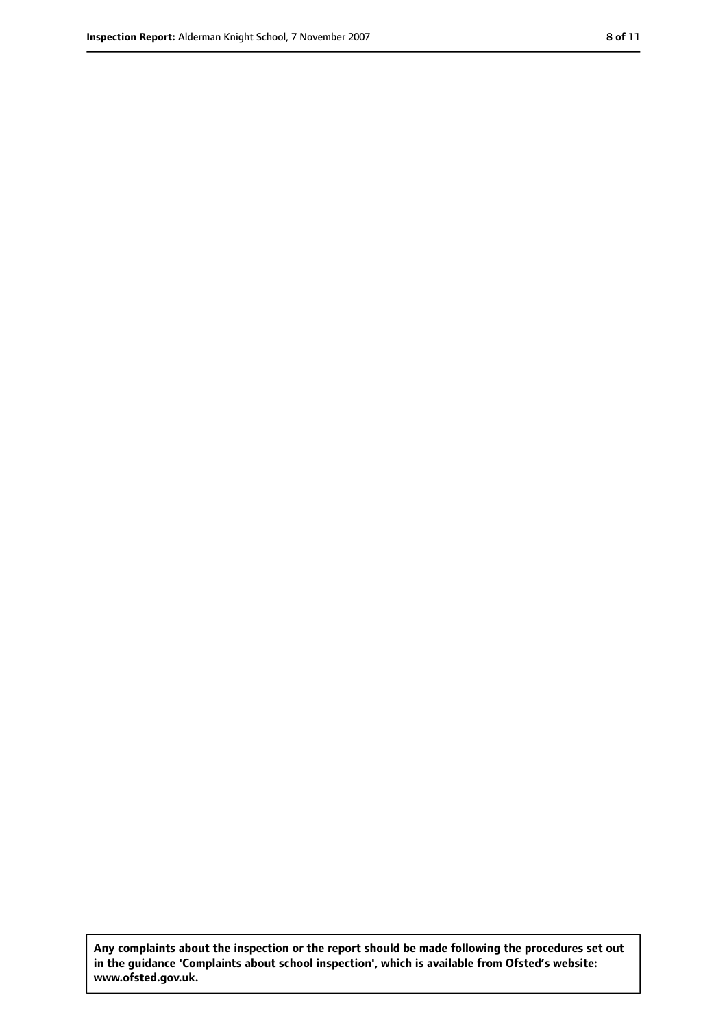**Any complaints about the inspection or the report should be made following the procedures set out in the guidance 'Complaints about school inspection', which is available from Ofsted's website: www.ofsted.gov.uk.**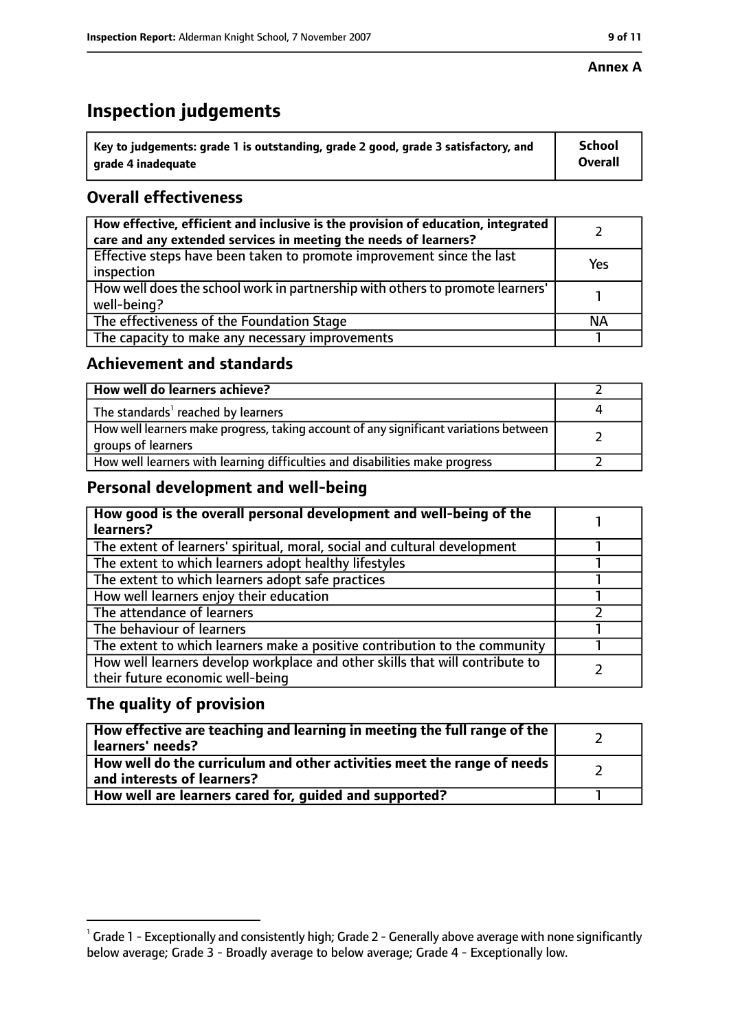**Annex A**

# Inspection judgements

| Key to judgements: grade 1 is outstanding, grade 2 good, grade 3 satisfactory, and grade 4 inadequate | School Overall |
|---|---|

## Overall effectiveness

| | |
|---|---|
| **How effective, efficient and inclusive is the provision of education, integrated care and any extended services in meeting the needs of learners?** | 2 |
| Effective steps have been taken to promote improvement since the last inspection | Yes |
| How well does the school work in partnership with others to promote learners' well-being? | 1 |
| The effectiveness of the Foundation Stage | NA |
| The capacity to make any necessary improvements | 1 |

## Achievement and standards

| | |
|---|---|
| **How well do learners achieve?** | 2 |
| The standards[1] reached by learners | 4 |
| How well learners make progress, taking account of any significant variations between groups of learners | 2 |
| How well learners with learning difficulties and disabilities make progress | 2 |

## Personal development and well-being

| | |
|---|---|
| **How good is the overall personal development and well-being of the learners?** | 1 |
| The extent of learners' spiritual, moral, social and cultural development | 1 |
| The extent to which learners adopt healthy lifestyles | 1 |
| The extent to which learners adopt safe practices | 1 |
| How well learners enjoy their education | 1 |
| The attendance of learners | 2 |
| The behaviour of learners | 1 |
| The extent to which learners make a positive contribution to the community | 1 |
| How well learners develop workplace and other skills that will contribute to their future economic well-being | 2 |

## The quality of provision

| | |
|---|---|
| **How effective are teaching and learning in meeting the full range of the learners' needs?** | 2 |
| **How well do the curriculum and other activities meet the range of needs and interests of learners?** | 2 |
| **How well are learners cared for, guided and supported?** | 1 |

[1] Grade 1 - Exceptionally and consistently high; Grade 2 - Generally above average with none significantly below average; Grade 3 - Broadly average to below average; Grade 4 - Exceptionally low.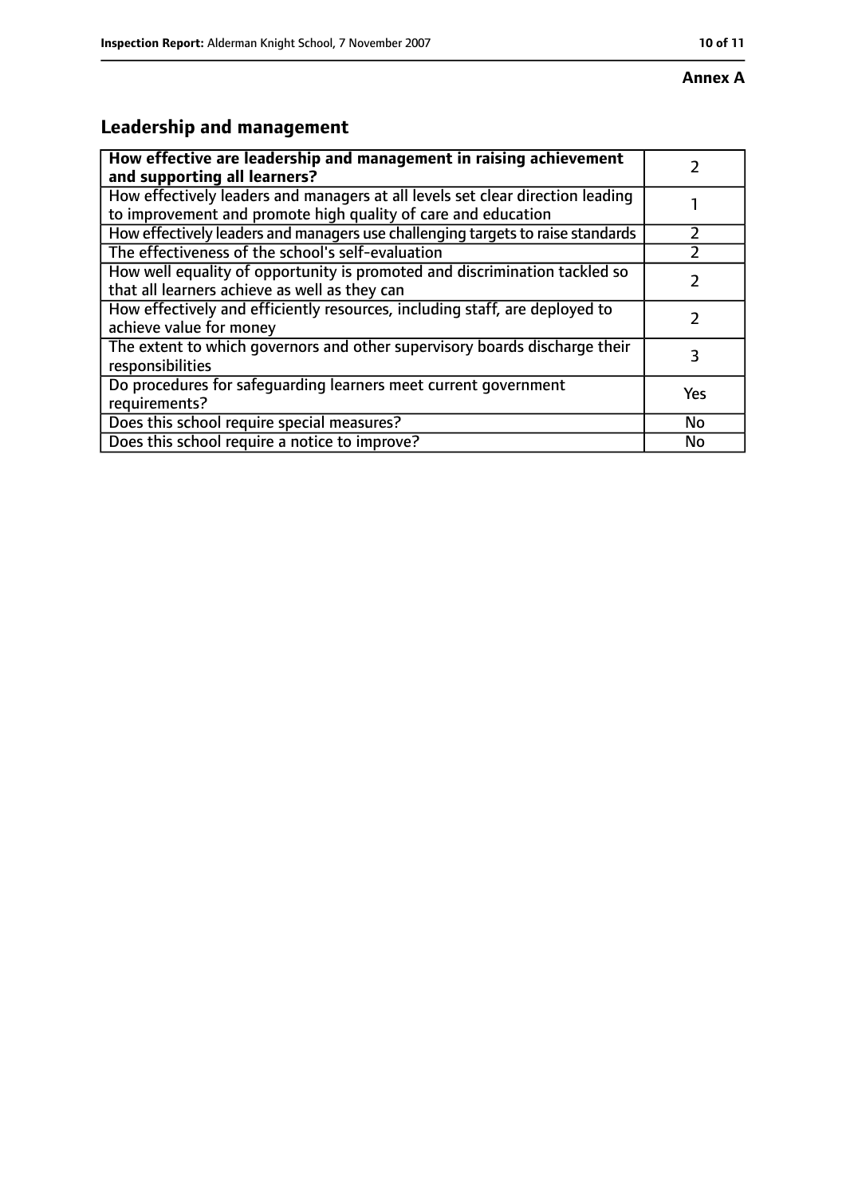**Annex A**

## Leadership and management

| **How effective are leadership and management in raising achievement and supporting all learners?** | 2 |
|---|---|
| How effectively leaders and managers at all levels set clear direction leading to improvement and promote high quality of care and education | 1 |
| How effectively leaders and managers use challenging targets to raise standards | 2 |
| The effectiveness of the school's self-evaluation | 2 |
| How well equality of opportunity is promoted and discrimination tackled so that all learners achieve as well as they can | 2 |
| How effectively and efficiently resources, including staff, are deployed to achieve value for money | 2 |
| The extent to which governors and other supervisory boards discharge their responsibilities | 3 |
| Do procedures for safeguarding learners meet current government requirements? | Yes |
| Does this school require special measures? | No |
| Does this school require a notice to improve? | No |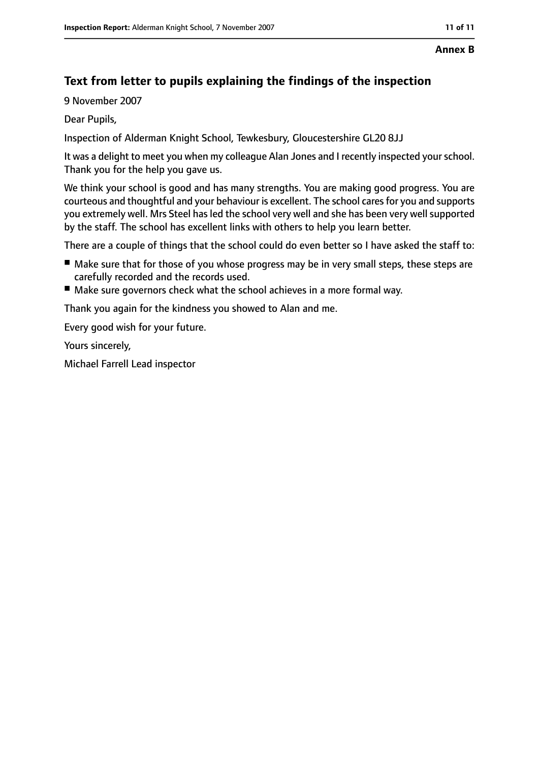**Annex B**

## Text from letter to pupils explaining the findings of the inspection

9 November 2007

Dear Pupils,

Inspection of Alderman Knight School, Tewkesbury, Gloucestershire GL20 8JJ

It was a delight to meet you when my colleague Alan Jones and I recently inspected your school. Thank you for the help you gave us.

We think your school is good and has many strengths. You are making good progress. You are courteous and thoughtful and your behaviour is excellent. The school cares for you and supports you extremely well. Mrs Steel has led the school very well and she has been very well supported by the staff. The school has excellent links with others to help you learn better.

There are a couple of things that the school could do even better so I have asked the staff to:

- Make sure that for those of you whose progress may be in very small steps, these steps are carefully recorded and the records used.
- Make sure governors check what the school achieves in a more formal way.

Thank you again for the kindness you showed to Alan and me.

Every good wish for your future.

Yours sincerely,

Michael Farrell Lead inspector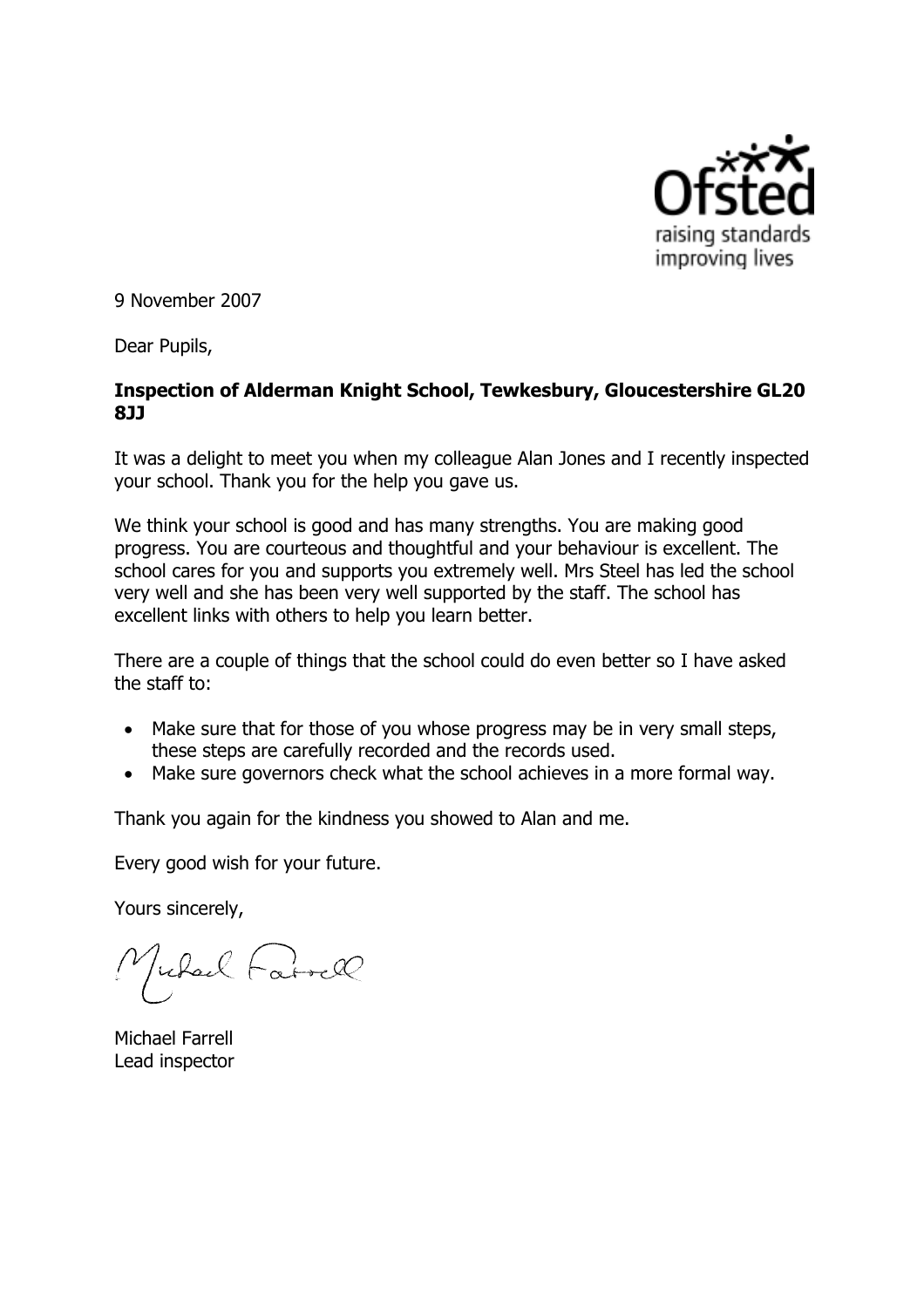9 November 2007

Dear Pupils,

**Inspection of Alderman Knight School, Tewkesbury, Gloucestershire GL20 8JJ**

It was a delight to meet you when my colleague Alan Jones and I recently inspected your school. Thank you for the help you gave us.

We think your school is good and has many strengths. You are making good progress. You are courteous and thoughtful and your behaviour is excellent. The school cares for you and supports you extremely well. Mrs Steel has led the school very well and she has been very well supported by the staff. The school has excellent links with others to help you learn better.

There are a couple of things that the school could do even better so I have asked the staff to:

- Make sure that for those of you whose progress may be in very small steps, these steps are carefully recorded and the records used.
- Make sure governors check what the school achieves in a more formal way.

Thank you again for the kindness you showed to Alan and me.

Every good wish for your future.

Yours sincerely,

Michael Farrell

Michael Farrell
Lead inspector